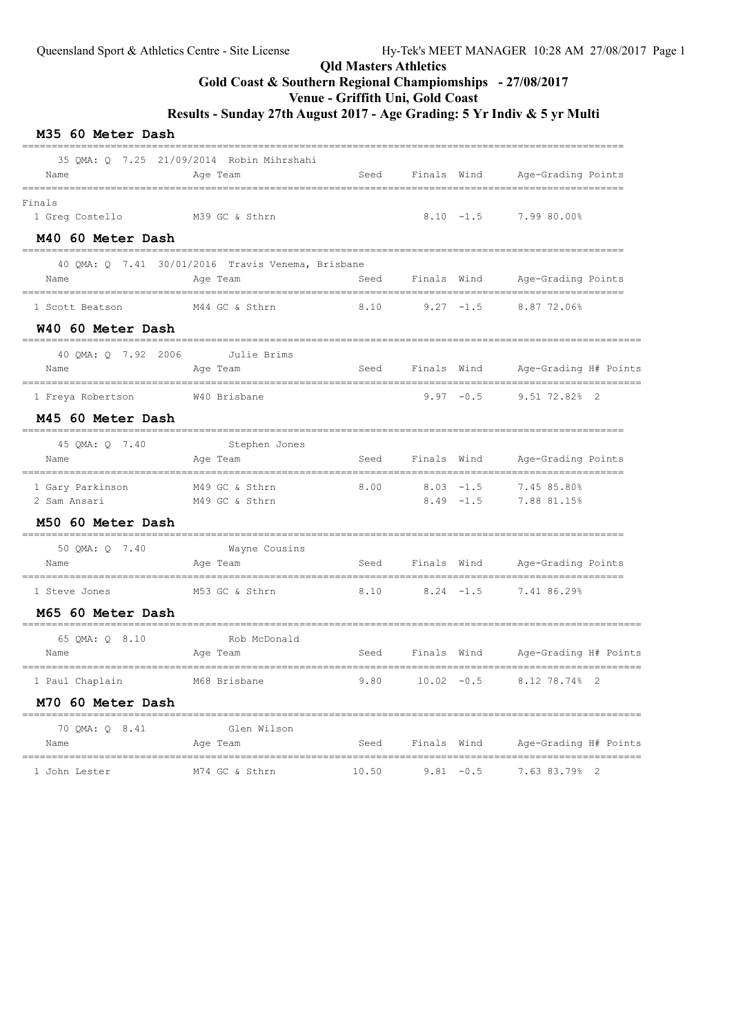**Qld Masters Athletics**

**Gold Coast & Southern Regional Champiomships - 27/08/2017**

**Venue - Griffith Uni, Gold Coast**

**Results - Sunday 27th August 2017 - Age Grading: 5 Yr Indiv & 5 yr Multi**

## M35 60 Meter Dash

35 QMA: Q 7.25 21/09/2014 Robin Mihrshahi

| Name | Age Team | Seed | Finals | Wind | Age-Grading | Points |
|---|---|---|---|---|---|---|
| **Finals** | | | | | | |
| 1 Greg Costello | M39 GC & Sthrn | | 8.10 | -1.5 | 7.99 80.00% | |

## M40 60 Meter Dash

40 QMA: Q 7.41 30/01/2016 Travis Venema, Brisbane

| Name | Age Team | Seed | Finals | Wind | Age-Grading | Points |
|---|---|---|---|---|---|---|
| 1 Scott Beatson | M44 GC & Sthrn | 8.10 | 9.27 | -1.5 | 8.87 72.06% | |

## W40 60 Meter Dash

40 QMA: Q 7.92 2006 Julie Brims

| Name | Age Team | Seed | Finals | Wind | Age-Grading | H# | Points |
|---|---|---|---|---|---|---|---|
| 1 Freya Robertson | W40 Brisbane | | 9.97 | -0.5 | 9.51 72.82% | 2 | |

## M45 60 Meter Dash

45 QMA: Q 7.40 Stephen Jones

| Name | Age Team | Seed | Finals | Wind | Age-Grading | Points |
|---|---|---|---|---|---|---|
| 1 Gary Parkinson | M49 GC & Sthrn | 8.00 | 8.03 | -1.5 | 7.45 85.80% | |
| 2 Sam Ansari | M49 GC & Sthrn | | 8.49 | -1.5 | 7.88 81.15% | |

## M50 60 Meter Dash

50 QMA: Q 7.40 Wayne Cousins

| Name | Age Team | Seed | Finals | Wind | Age-Grading | Points |
|---|---|---|---|---|---|---|
| 1 Steve Jones | M53 GC & Sthrn | 8.10 | 8.24 | -1.5 | 7.41 86.29% | |

## M65 60 Meter Dash

65 QMA: Q 8.10 Rob McDonald

| Name | Age Team | Seed | Finals | Wind | Age-Grading | H# | Points |
|---|---|---|---|---|---|---|---|
| 1 Paul Chaplain | M68 Brisbane | 9.80 | 10.02 | -0.5 | 8.12 78.74% | 2 | |

## M70 60 Meter Dash

70 QMA: Q 8.41 Glen Wilson

| Name | Age Team | Seed | Finals | Wind | Age-Grading | H# | Points |
|---|---|---|---|---|---|---|---|
| 1 John Lester | M74 GC & Sthrn | 10.50 | 9.81 | -0.5 | 7.63 83.79% | 2 | |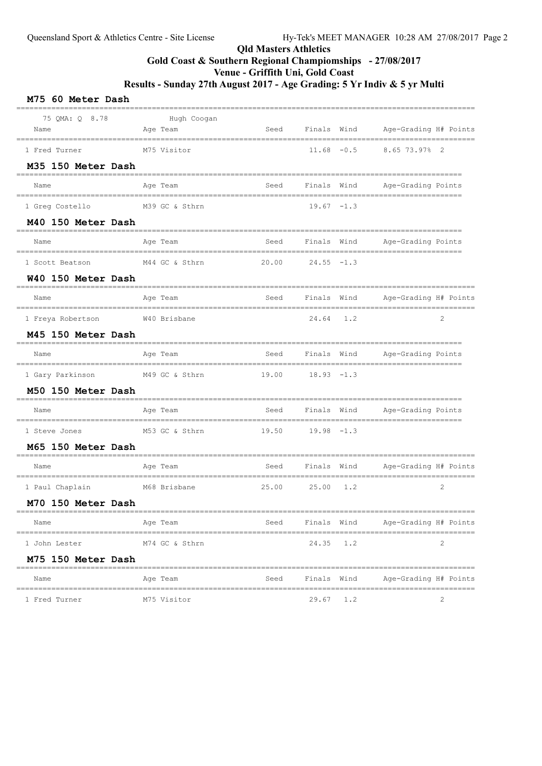Qld Masters Athletics

Gold Coast & Southern Regional Champiomships - 27/08/2017

Venue - Griffith Uni, Gold Coast

Results - Sunday 27th August 2017 - Age Grading: 5 Yr Indiv & 5 yr Multi

## M75 60 Meter Dash

75 QMA: Q 8.78 Hugh Coogan

| Name | Age | Team | Seed | Finals | Wind | Age-Grading | H# | Points |
|---|---|---|---|---|---|---|---|---|
| 1 Fred Turner | M75 | Visitor | | 11.68 | -0.5 | 8.65 73.97% | 2 | |

## M35 150 Meter Dash

| Name | Age | Team | Seed | Finals | Wind | Age-Grading | Points |
|---|---|---|---|---|---|---|---|
| 1 Greg Costello | M39 | GC & Sthrn | | 19.67 | -1.3 | | |

## M40 150 Meter Dash

| Name | Age | Team | Seed | Finals | Wind | Age-Grading | Points |
|---|---|---|---|---|---|---|---|
| 1 Scott Beatson | M44 | GC & Sthrn | 20.00 | 24.55 | -1.3 | | |

## W40 150 Meter Dash

| Name | Age | Team | Seed | Finals | Wind | Age-Grading | H# | Points |
|---|---|---|---|---|---|---|---|---|
| 1 Freya Robertson | W40 | Brisbane | | 24.64 | 1.2 | | 2 | |

## M45 150 Meter Dash

| Name | Age | Team | Seed | Finals | Wind | Age-Grading | Points |
|---|---|---|---|---|---|---|---|
| 1 Gary Parkinson | M49 | GC & Sthrn | 19.00 | 18.93 | -1.3 | | |

## M50 150 Meter Dash

| Name | Age | Team | Seed | Finals | Wind | Age-Grading | Points |
|---|---|---|---|---|---|---|---|
| 1 Steve Jones | M53 | GC & Sthrn | 19.50 | 19.98 | -1.3 | | |

## M65 150 Meter Dash

| Name | Age | Team | Seed | Finals | Wind | Age-Grading | H# | Points |
|---|---|---|---|---|---|---|---|---|
| 1 Paul Chaplain | M68 | Brisbane | 25.00 | 25.00 | 1.2 | | 2 | |

## M70 150 Meter Dash

| Name | Age | Team | Seed | Finals | Wind | Age-Grading | H# | Points |
|---|---|---|---|---|---|---|---|---|
| 1 John Lester | M74 | GC & Sthrn | | 24.35 | 1.2 | | 2 | |

## M75 150 Meter Dash

| Name | Age | Team | Seed | Finals | Wind | Age-Grading | H# | Points |
|---|---|---|---|---|---|---|---|---|
| 1 Fred Turner | M75 | Visitor | | 29.67 | 1.2 | | 2 | |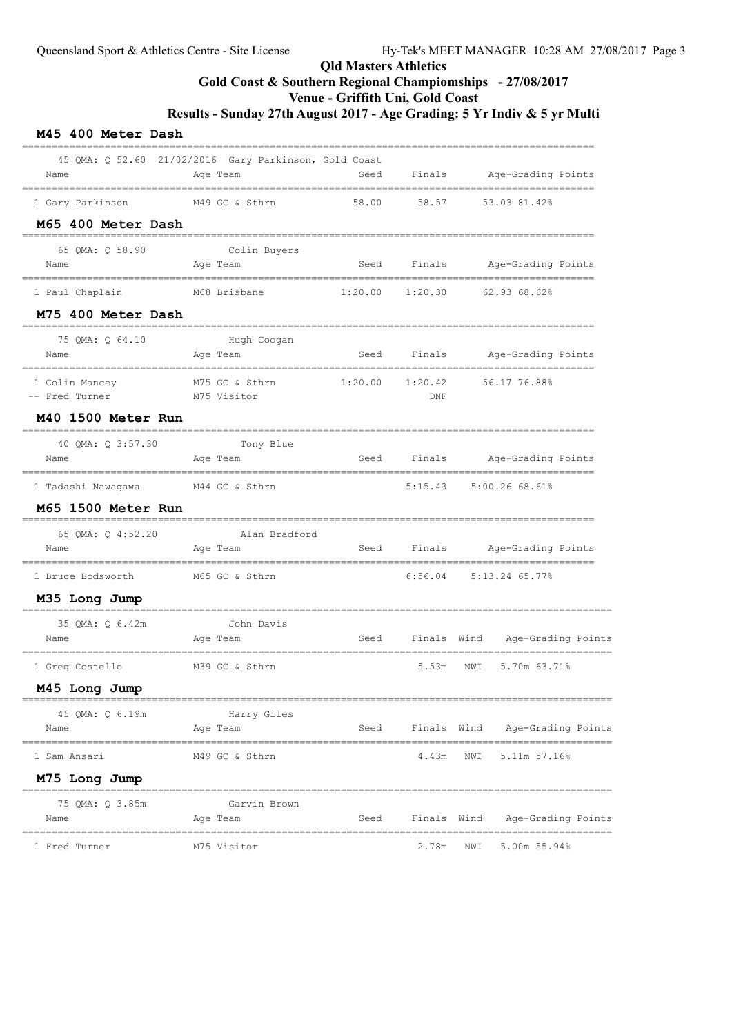**Qld Masters Athletics**

**Gold Coast & Southern Regional Champiomships - 27/08/2017**

**Venue - Griffith Uni, Gold Coast**

**Results - Sunday 27th August 2017 - Age Grading: 5 Yr Indiv & 5 yr Multi**

## M45 400 Meter Dash

45 QMA: Q 52.60 21/02/2016 Gary Parkinson, Gold Coast

| Name | Age | Team | Seed | Finals | Age-Grading | Points |
|---|---|---|---|---|---|---|
| 1 Gary Parkinson | M49 | GC & Sthrn | 58.00 | 58.57 | 53.03 | 81.42% |

## M65 400 Meter Dash

65 QMA: Q 58.90 Colin Buyers

| Name | Age | Team | Seed | Finals | Age-Grading | Points |
|---|---|---|---|---|---|---|
| 1 Paul Chaplain | M68 | Brisbane | 1:20.00 | 1:20.30 | 62.93 | 68.62% |

## M75 400 Meter Dash

75 QMA: Q 64.10 Hugh Coogan

| Name | Age | Team | Seed | Finals | Age-Grading | Points |
|---|---|---|---|---|---|---|
| 1 Colin Mancey | M75 | GC & Sthrn | 1:20.00 | 1:20.42 | 56.17 | 76.88% |
| -- Fred Turner | M75 | Visitor | | DNF | | |

## M40 1500 Meter Run

40 QMA: Q 3:57.30 Tony Blue

| Name | Age | Team | Seed | Finals | Age-Grading | Points |
|---|---|---|---|---|---|---|
| 1 Tadashi Nawagawa | M44 | GC & Sthrn | | 5:15.43 | 5:00.26 | 68.61% |

## M65 1500 Meter Run

65 QMA: Q 4:52.20 Alan Bradford

| Name | Age | Team | Seed | Finals | Age-Grading | Points |
|---|---|---|---|---|---|---|
| 1 Bruce Bodsworth | M65 | GC & Sthrn | | 6:56.04 | 5:13.24 | 65.77% |

## M35 Long Jump

35 QMA: Q 6.42m John Davis

| Name | Age | Team | Seed | Finals | Wind | Age-Grading | Points |
|---|---|---|---|---|---|---|---|
| 1 Greg Costello | M39 | GC & Sthrn | | 5.53m | NWI | 5.70m | 63.71% |

## M45 Long Jump

45 QMA: Q 6.19m Harry Giles

| Name | Age | Team | Seed | Finals | Wind | Age-Grading | Points |
|---|---|---|---|---|---|---|---|
| 1 Sam Ansari | M49 | GC & Sthrn | | 4.43m | NWI | 5.11m | 57.16% |

## M75 Long Jump

75 QMA: Q 3.85m Garvin Brown

| Name | Age | Team | Seed | Finals | Wind | Age-Grading | Points |
|---|---|---|---|---|---|---|---|
| 1 Fred Turner | M75 | Visitor | | 2.78m | NWI | 5.00m | 55.94% |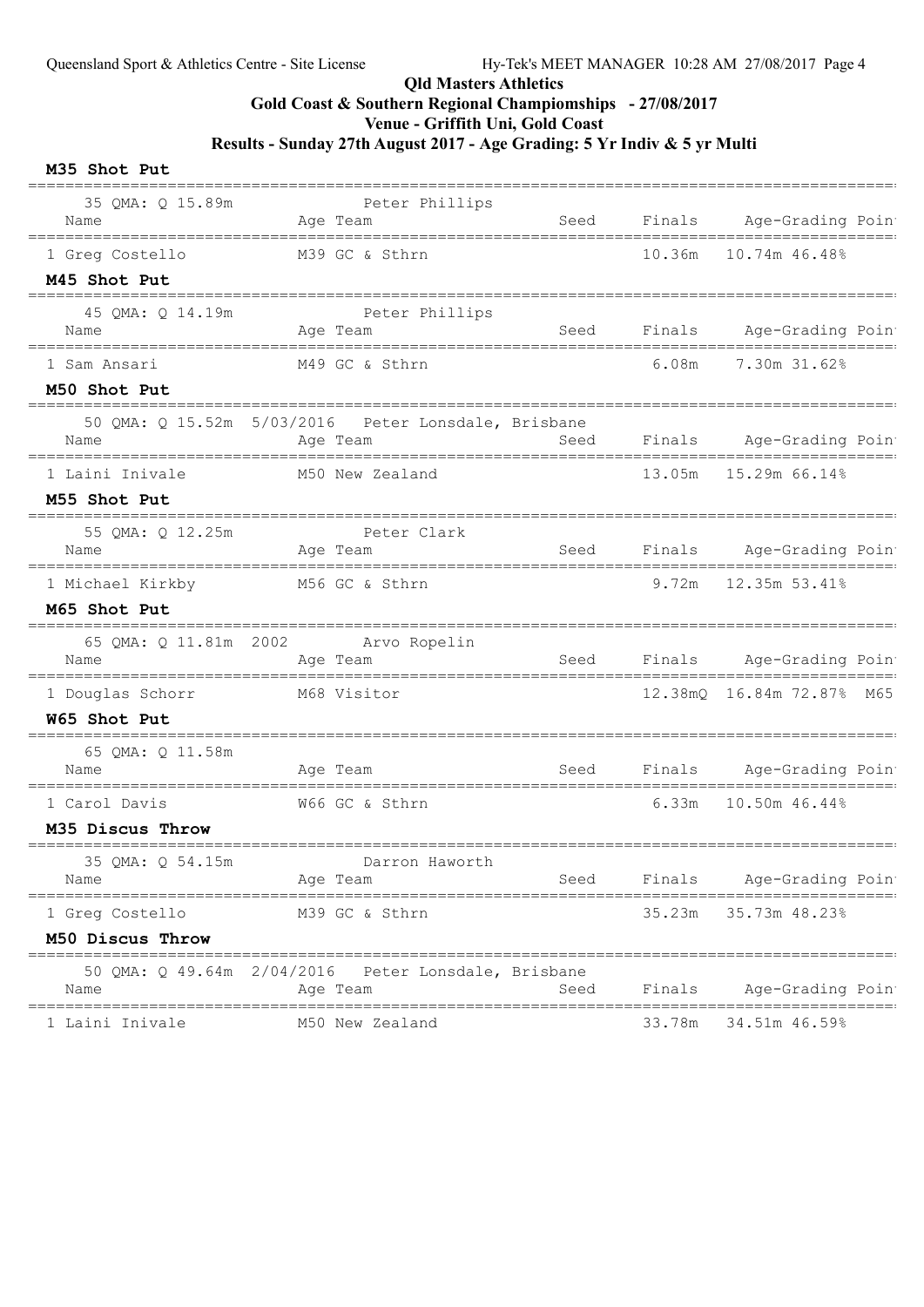**Qld Masters Athletics**

**Gold Coast & Southern Regional Champiomships - 27/08/2017**

**Venue - Griffith Uni, Gold Coast**

**Results - Sunday 27th August 2017 - Age Grading: 5 Yr Indiv & 5 yr Multi**

### M35 Shot Put

35 QMA: Q 15.89m    Peter Phillips

| Name | Age | Team | Seed | Finals | Age-Grading | Poin |
|---|---|---|---|---|---|---|
| 1 Greg Costello | M39 | GC & Sthrn | | 10.36m | 10.74m 46.48% | |

### M45 Shot Put

45 QMA: Q 14.19m    Peter Phillips

| Name | Age | Team | Seed | Finals | Age-Grading | Poin |
|---|---|---|---|---|---|---|
| 1 Sam Ansari | M49 | GC & Sthrn | | 6.08m | 7.30m 31.62% | |

### M50 Shot Put

50 QMA: Q 15.52m 5/03/2016 Peter Lonsdale, Brisbane

| Name | Age | Team | Seed | Finals | Age-Grading | Poin |
|---|---|---|---|---|---|---|
| 1 Laini Inivale | M50 | New Zealand | | 13.05m | 15.29m 66.14% | |

### M55 Shot Put

55 QMA: Q 12.25m    Peter Clark

| Name | Age | Team | Seed | Finals | Age-Grading | Poin |
|---|---|---|---|---|---|---|
| 1 Michael Kirkby | M56 | GC & Sthrn | | 9.72m | 12.35m 53.41% | |

### M65 Shot Put

65 QMA: Q 11.81m 2002    Arvo Ropelin

| Name | Age | Team | Seed | Finals | Age-Grading | Poin |
|---|---|---|---|---|---|---|
| 1 Douglas Schorr | M68 | Visitor | | 12.38mQ | 16.84m 72.87% | M65 |

### W65 Shot Put

65 QMA: Q 11.58m

| Name | Age | Team | Seed | Finals | Age-Grading | Poin |
|---|---|---|---|---|---|---|
| 1 Carol Davis | W66 | GC & Sthrn | | 6.33m | 10.50m 46.44% | |

### M35 Discus Throw

35 QMA: Q 54.15m    Darron Haworth

| Name | Age | Team | Seed | Finals | Age-Grading | Poin |
|---|---|---|---|---|---|---|
| 1 Greg Costello | M39 | GC & Sthrn | | 35.23m | 35.73m 48.23% | |

### M50 Discus Throw

50 QMA: Q 49.64m 2/04/2016 Peter Lonsdale, Brisbane

| Name | Age | Team | Seed | Finals | Age-Grading | Poin |
|---|---|---|---|---|---|---|
| 1 Laini Inivale | M50 | New Zealand | | 33.78m | 34.51m 46.59% | |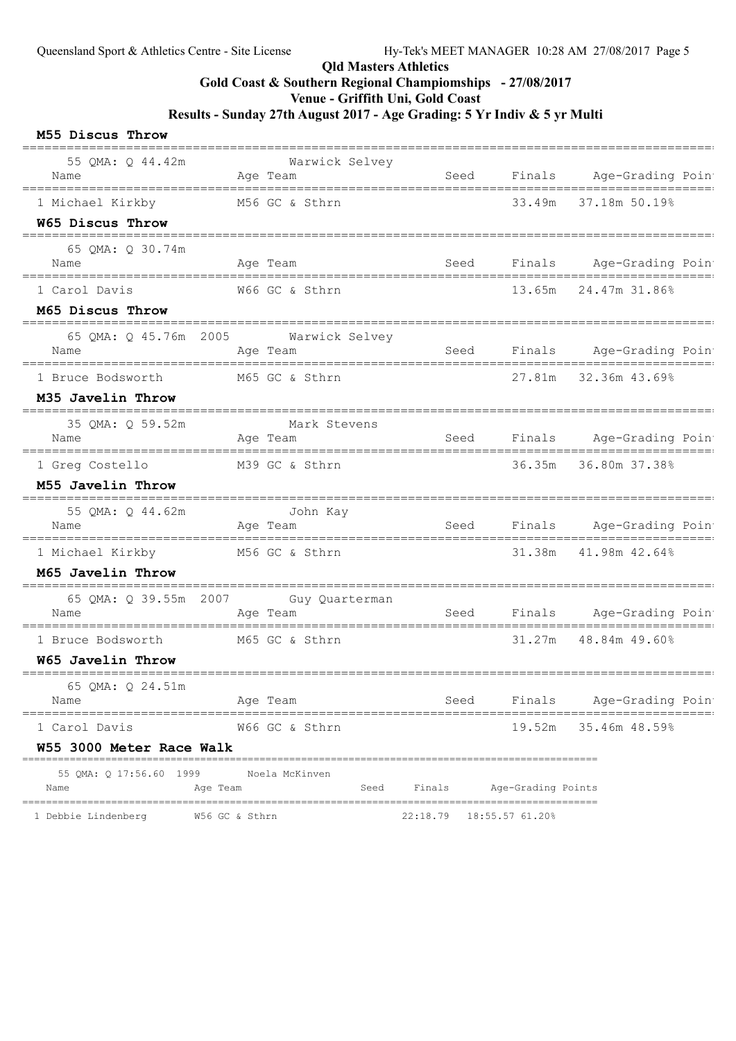Qld Masters Athletics

Gold Coast & Southern Regional Champiomships - 27/08/2017

Venue - Griffith Uni, Gold Coast

Results - Sunday 27th August 2017 - Age Grading: 5 Yr Indiv & 5 yr Multi

**M55 Discus Throw**

55 QMA: Q 44.42m  Warwick Selvey

| Name | Age | Team | Seed | Finals | Age-Grading | Points |
|---|---|---|---|---|---|---|
| 1 Michael Kirkby | M56 | GC & Sthrn | | 33.49m | 37.18m | 50.19% |

**W65 Discus Throw**

65 QMA: Q 30.74m

| Name | Age | Team | Seed | Finals | Age-Grading | Points |
|---|---|---|---|---|---|---|
| 1 Carol Davis | W66 | GC & Sthrn | | 13.65m | 24.47m | 31.86% |

**M65 Discus Throw**

65 QMA: Q 45.76m 2005  Warwick Selvey

| Name | Age | Team | Seed | Finals | Age-Grading | Points |
|---|---|---|---|---|---|---|
| 1 Bruce Bodsworth | M65 | GC & Sthrn | | 27.81m | 32.36m | 43.69% |

**M35 Javelin Throw**

35 QMA: Q 59.52m  Mark Stevens

| Name | Age | Team | Seed | Finals | Age-Grading | Points |
|---|---|---|---|---|---|---|
| 1 Greg Costello | M39 | GC & Sthrn | | 36.35m | 36.80m | 37.38% |

**M55 Javelin Throw**

55 QMA: Q 44.62m  John Kay

| Name | Age | Team | Seed | Finals | Age-Grading | Points |
|---|---|---|---|---|---|---|
| 1 Michael Kirkby | M56 | GC & Sthrn | | 31.38m | 41.98m | 42.64% |

**M65 Javelin Throw**

65 QMA: Q 39.55m 2007  Guy Quarterman

| Name | Age | Team | Seed | Finals | Age-Grading | Points |
|---|---|---|---|---|---|---|
| 1 Bruce Bodsworth | M65 | GC & Sthrn | | 31.27m | 48.84m | 49.60% |

**W65 Javelin Throw**

65 QMA: Q 24.51m

| Name | Age | Team | Seed | Finals | Age-Grading | Points |
|---|---|---|---|---|---|---|
| 1 Carol Davis | W66 | GC & Sthrn | | 19.52m | 35.46m | 48.59% |

**W55 3000 Meter Race Walk**

55 QMA: Q 17:56.60 1999  Noela McKinven

| Name | Age | Team | Seed | Finals | Age-Grading | Points |
|---|---|---|---|---|---|---|
| 1 Debbie Lindenberg | W56 | GC & Sthrn | | 22:18.79 | 18:55.57 | 61.20% |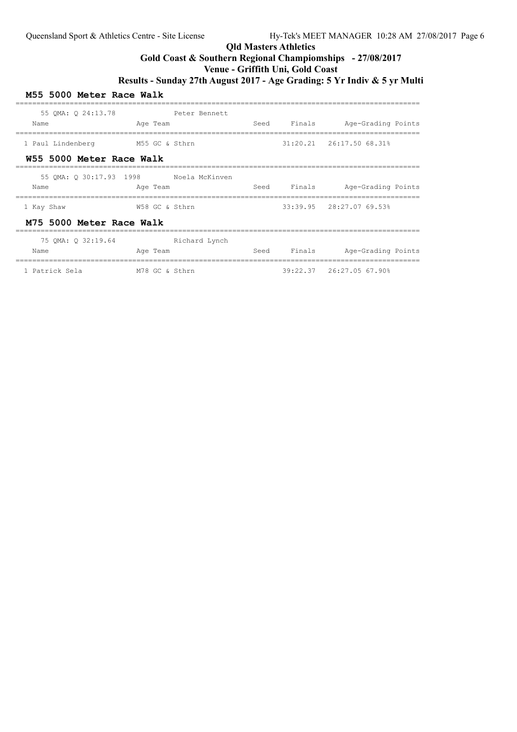## Qld Masters Athletics

## Gold Coast & Southern Regional Champiomships - 27/08/2017

## Venue - Griffith Uni, Gold Coast

## Results - Sunday 27th August 2017 - Age Grading: 5 Yr Indiv & 5 yr Multi

### M55 5000 Meter Race Walk

55 QMA: Q 24:13.78 Peter Bennett

| Name | Age | Team | Seed | Finals | Age-Grading | Points |
|---|---|---|---|---|---|---|
| 1 Paul Lindenberg | M55 | GC & Sthrn | | 31:20.21 | 26:17.50 | 68.31% |

### W55 5000 Meter Race Walk

55 QMA: Q 30:17.93 1998 Noela McKinven

| Name | Age | Team | Seed | Finals | Age-Grading | Points |
|---|---|---|---|---|---|---|
| 1 Kay Shaw | W58 | GC & Sthrn | | 33:39.95 | 28:27.07 | 69.53% |

### M75 5000 Meter Race Walk

75 QMA: Q 32:19.64 Richard Lynch

| Name | Age | Team | Seed | Finals | Age-Grading | Points |
|---|---|---|---|---|---|---|
| 1 Patrick Sela | M78 | GC & Sthrn | | 39:22.37 | 26:27.05 | 67.90% |